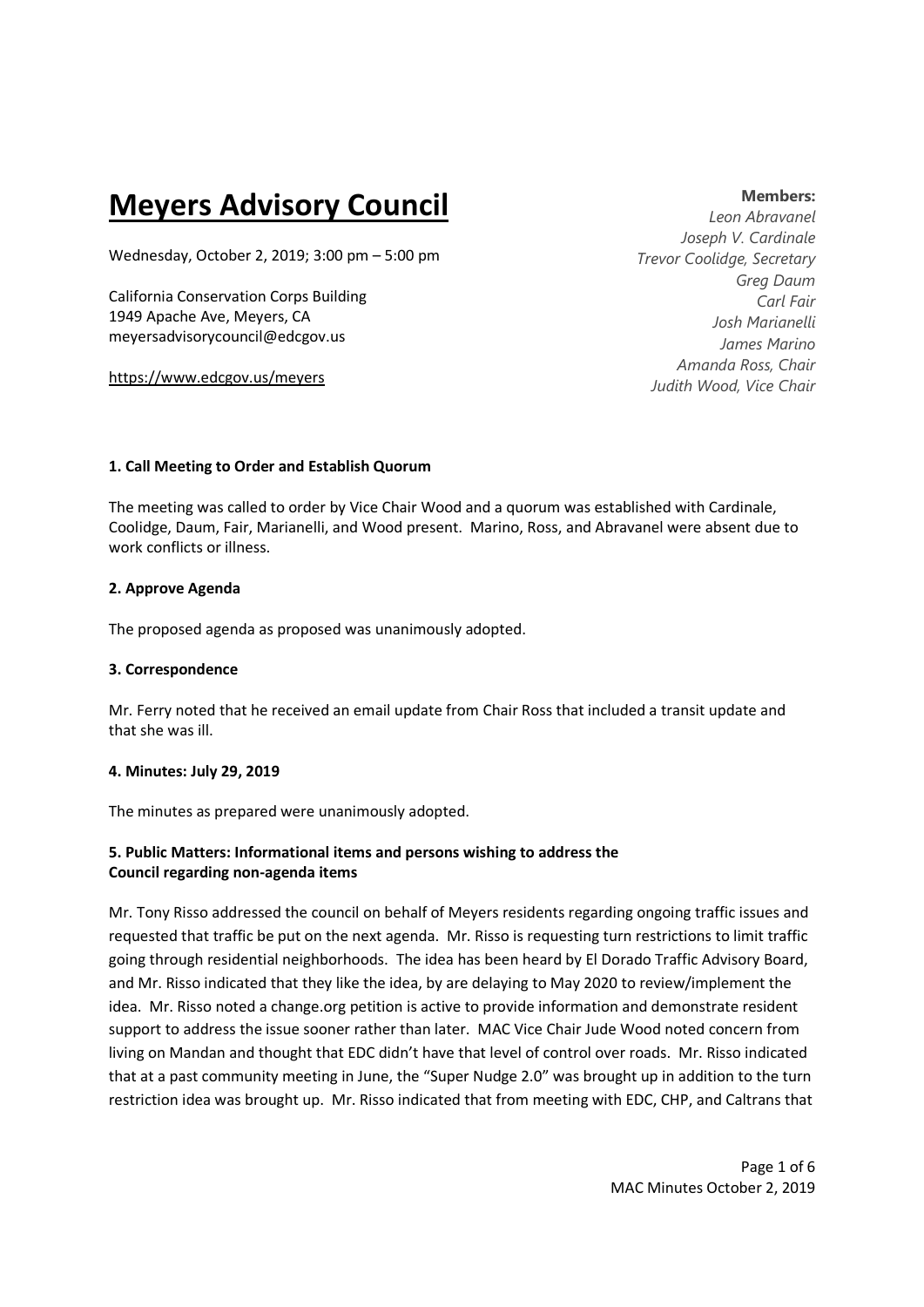# Meyers Advisory Council

Wednesday, October 2, 2019; 3:00 pm – 5:00 pm

California Conservation Corps Building
1949 Apache Ave, Meyers, CA
meyersadvisorycouncil@edcgov.us

https://www.edcgov.us/meyers

**Members:**
*Leon Abravanel*
*Joseph V. Cardinale*
*Trevor Coolidge, Secretary*
*Greg Daum*
*Carl Fair*
*Josh Marianelli*
*James Marino*
*Amanda Ross, Chair*
*Judith Wood, Vice Chair*

**1. Call Meeting to Order and Establish Quorum**

The meeting was called to order by Vice Chair Wood and a quorum was established with Cardinale, Coolidge, Daum, Fair, Marianelli, and Wood present. Marino, Ross, and Abravanel were absent due to work conflicts or illness.

**2. Approve Agenda**

The proposed agenda as proposed was unanimously adopted.

**3. Correspondence**

Mr. Ferry noted that he received an email update from Chair Ross that included a transit update and that she was ill.

**4. Minutes: July 29, 2019**

The minutes as prepared were unanimously adopted.

**5. Public Matters: Informational items and persons wishing to address the Council regarding non-agenda items**

Mr. Tony Risso addressed the council on behalf of Meyers residents regarding ongoing traffic issues and requested that traffic be put on the next agenda. Mr. Risso is requesting turn restrictions to limit traffic going through residential neighborhoods. The idea has been heard by El Dorado Traffic Advisory Board, and Mr. Risso indicated that they like the idea, by are delaying to May 2020 to review/implement the idea. Mr. Risso noted a change.org petition is active to provide information and demonstrate resident support to address the issue sooner rather than later. MAC Vice Chair Jude Wood noted concern from living on Mandan and thought that EDC didn't have that level of control over roads. Mr. Risso indicated that at a past community meeting in June, the "Super Nudge 2.0" was brought up in addition to the turn restriction idea was brought up. Mr. Risso indicated that from meeting with EDC, CHP, and Caltrans that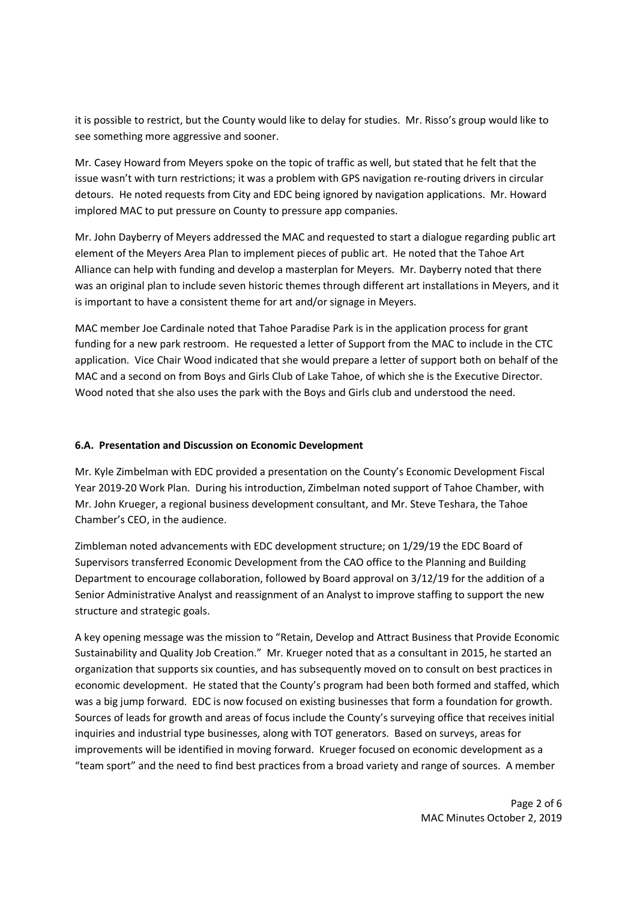it is possible to restrict, but the County would like to delay for studies. Mr. Risso's group would like to see something more aggressive and sooner.

Mr. Casey Howard from Meyers spoke on the topic of traffic as well, but stated that he felt that the issue wasn't with turn restrictions; it was a problem with GPS navigation re-routing drivers in circular detours. He noted requests from City and EDC being ignored by navigation applications. Mr. Howard implored MAC to put pressure on County to pressure app companies.

Mr. John Dayberry of Meyers addressed the MAC and requested to start a dialogue regarding public art element of the Meyers Area Plan to implement pieces of public art. He noted that the Tahoe Art Alliance can help with funding and develop a masterplan for Meyers. Mr. Dayberry noted that there was an original plan to include seven historic themes through different art installations in Meyers, and it is important to have a consistent theme for art and/or signage in Meyers.

MAC member Joe Cardinale noted that Tahoe Paradise Park is in the application process for grant funding for a new park restroom. He requested a letter of Support from the MAC to include in the CTC application. Vice Chair Wood indicated that she would prepare a letter of support both on behalf of the MAC and a second on from Boys and Girls Club of Lake Tahoe, of which she is the Executive Director. Wood noted that she also uses the park with the Boys and Girls club and understood the need.

### 6.A. Presentation and Discussion on Economic Development

Mr. Kyle Zimbelman with EDC provided a presentation on the County's Economic Development Fiscal Year 2019-20 Work Plan. During his introduction, Zimbelman noted support of Tahoe Chamber, with Mr. John Krueger, a regional business development consultant, and Mr. Steve Teshara, the Tahoe Chamber's CEO, in the audience.

Zimbleman noted advancements with EDC development structure; on 1/29/19 the EDC Board of Supervisors transferred Economic Development from the CAO office to the Planning and Building Department to encourage collaboration, followed by Board approval on 3/12/19 for the addition of a Senior Administrative Analyst and reassignment of an Analyst to improve staffing to support the new structure and strategic goals.

A key opening message was the mission to "Retain, Develop and Attract Business that Provide Economic Sustainability and Quality Job Creation." Mr. Krueger noted that as a consultant in 2015, he started an organization that supports six counties, and has subsequently moved on to consult on best practices in economic development. He stated that the County's program had been both formed and staffed, which was a big jump forward. EDC is now focused on existing businesses that form a foundation for growth. Sources of leads for growth and areas of focus include the County's surveying office that receives initial inquiries and industrial type businesses, along with TOT generators. Based on surveys, areas for improvements will be identified in moving forward. Krueger focused on economic development as a "team sport" and the need to find best practices from a broad variety and range of sources. A member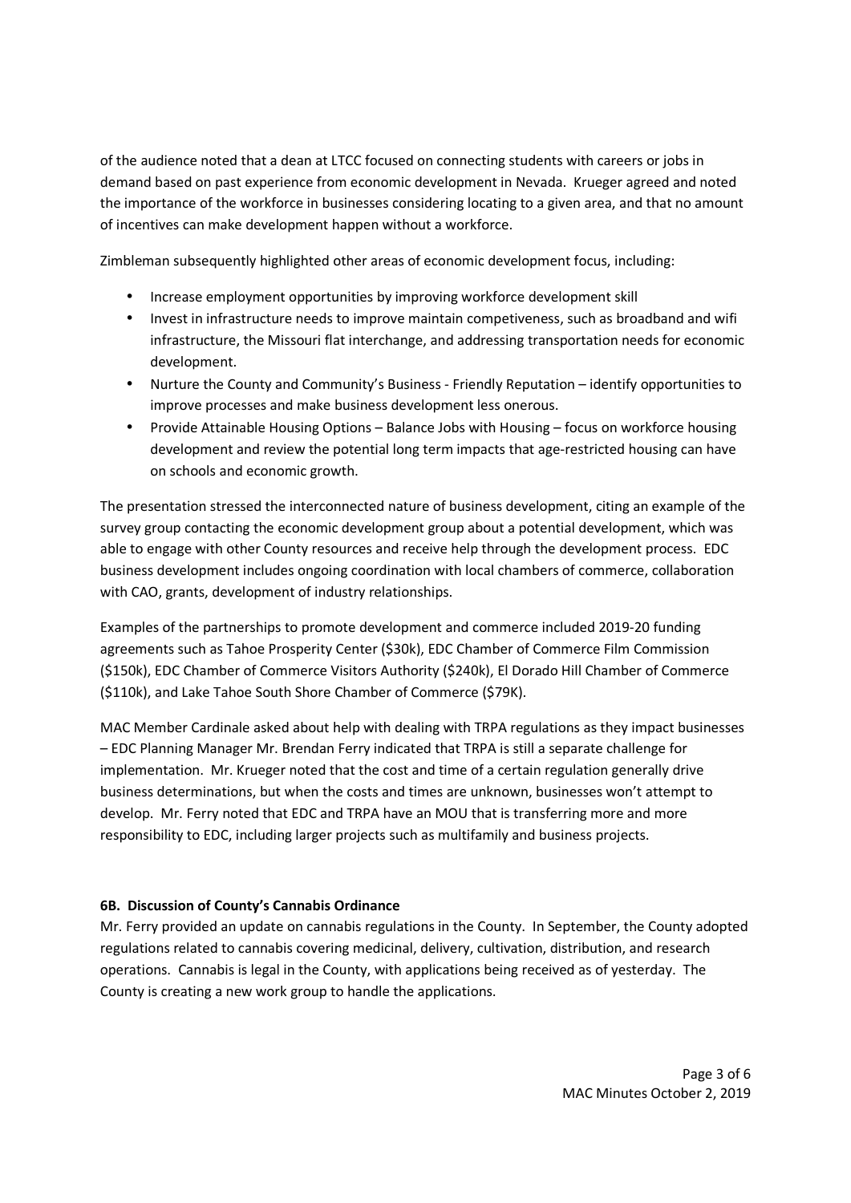of the audience noted that a dean at LTCC focused on connecting students with careers or jobs in demand based on past experience from economic development in Nevada. Krueger agreed and noted the importance of the workforce in businesses considering locating to a given area, and that no amount of incentives can make development happen without a workforce.

Zimbleman subsequently highlighted other areas of economic development focus, including:

- Increase employment opportunities by improving workforce development skill
- Invest in infrastructure needs to improve maintain competiveness, such as broadband and wifi infrastructure, the Missouri flat interchange, and addressing transportation needs for economic development.
- Nurture the County and Community's Business - Friendly Reputation – identify opportunities to improve processes and make business development less onerous.
- Provide Attainable Housing Options – Balance Jobs with Housing – focus on workforce housing development and review the potential long term impacts that age-restricted housing can have on schools and economic growth.

The presentation stressed the interconnected nature of business development, citing an example of the survey group contacting the economic development group about a potential development, which was able to engage with other County resources and receive help through the development process. EDC business development includes ongoing coordination with local chambers of commerce, collaboration with CAO, grants, development of industry relationships.

Examples of the partnerships to promote development and commerce included 2019-20 funding agreements such as Tahoe Prosperity Center ($30k), EDC Chamber of Commerce Film Commission ($150k), EDC Chamber of Commerce Visitors Authority ($240k), El Dorado Hill Chamber of Commerce ($110k), and Lake Tahoe South Shore Chamber of Commerce ($79K).

MAC Member Cardinale asked about help with dealing with TRPA regulations as they impact businesses – EDC Planning Manager Mr. Brendan Ferry indicated that TRPA is still a separate challenge for implementation. Mr. Krueger noted that the cost and time of a certain regulation generally drive business determinations, but when the costs and times are unknown, businesses won't attempt to develop. Mr. Ferry noted that EDC and TRPA have an MOU that is transferring more and more responsibility to EDC, including larger projects such as multifamily and business projects.

**6B. Discussion of County's Cannabis Ordinance**

Mr. Ferry provided an update on cannabis regulations in the County. In September, the County adopted regulations related to cannabis covering medicinal, delivery, cultivation, distribution, and research operations. Cannabis is legal in the County, with applications being received as of yesterday. The County is creating a new work group to handle the applications.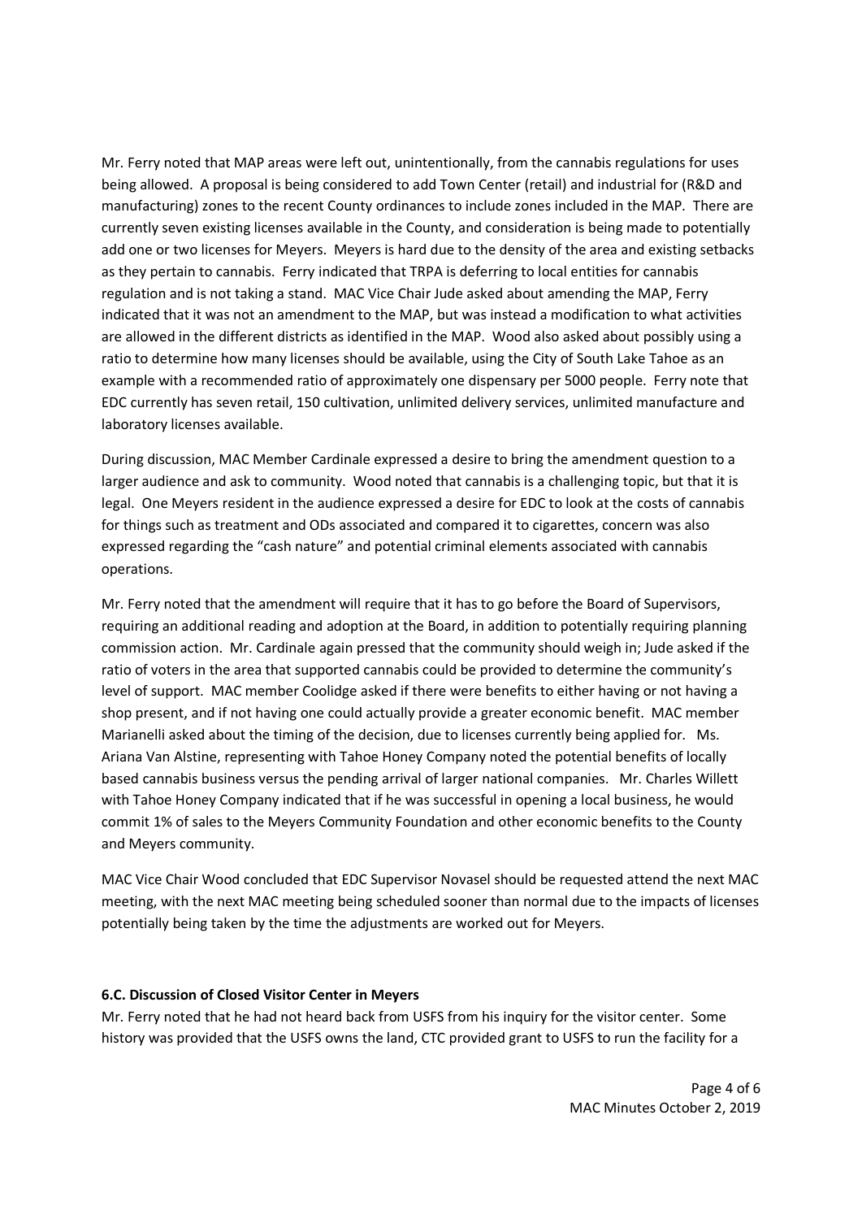Mr. Ferry noted that MAP areas were left out, unintentionally, from the cannabis regulations for uses being allowed. A proposal is being considered to add Town Center (retail) and industrial for (R&D and manufacturing) zones to the recent County ordinances to include zones included in the MAP. There are currently seven existing licenses available in the County, and consideration is being made to potentially add one or two licenses for Meyers. Meyers is hard due to the density of the area and existing setbacks as they pertain to cannabis. Ferry indicated that TRPA is deferring to local entities for cannabis regulation and is not taking a stand. MAC Vice Chair Jude asked about amending the MAP, Ferry indicated that it was not an amendment to the MAP, but was instead a modification to what activities are allowed in the different districts as identified in the MAP. Wood also asked about possibly using a ratio to determine how many licenses should be available, using the City of South Lake Tahoe as an example with a recommended ratio of approximately one dispensary per 5000 people. Ferry note that EDC currently has seven retail, 150 cultivation, unlimited delivery services, unlimited manufacture and laboratory licenses available.

During discussion, MAC Member Cardinale expressed a desire to bring the amendment question to a larger audience and ask to community. Wood noted that cannabis is a challenging topic, but that it is legal. One Meyers resident in the audience expressed a desire for EDC to look at the costs of cannabis for things such as treatment and ODs associated and compared it to cigarettes, concern was also expressed regarding the "cash nature" and potential criminal elements associated with cannabis operations.

Mr. Ferry noted that the amendment will require that it has to go before the Board of Supervisors, requiring an additional reading and adoption at the Board, in addition to potentially requiring planning commission action. Mr. Cardinale again pressed that the community should weigh in; Jude asked if the ratio of voters in the area that supported cannabis could be provided to determine the community's level of support. MAC member Coolidge asked if there were benefits to either having or not having a shop present, and if not having one could actually provide a greater economic benefit. MAC member Marianelli asked about the timing of the decision, due to licenses currently being applied for. Ms. Ariana Van Alstine, representing with Tahoe Honey Company noted the potential benefits of locally based cannabis business versus the pending arrival of larger national companies. Mr. Charles Willett with Tahoe Honey Company indicated that if he was successful in opening a local business, he would commit 1% of sales to the Meyers Community Foundation and other economic benefits to the County and Meyers community.

MAC Vice Chair Wood concluded that EDC Supervisor Novasel should be requested attend the next MAC meeting, with the next MAC meeting being scheduled sooner than normal due to the impacts of licenses potentially being taken by the time the adjustments are worked out for Meyers.

**6.C. Discussion of Closed Visitor Center in Meyers**

Mr. Ferry noted that he had not heard back from USFS from his inquiry for the visitor center. Some history was provided that the USFS owns the land, CTC provided grant to USFS to run the facility for a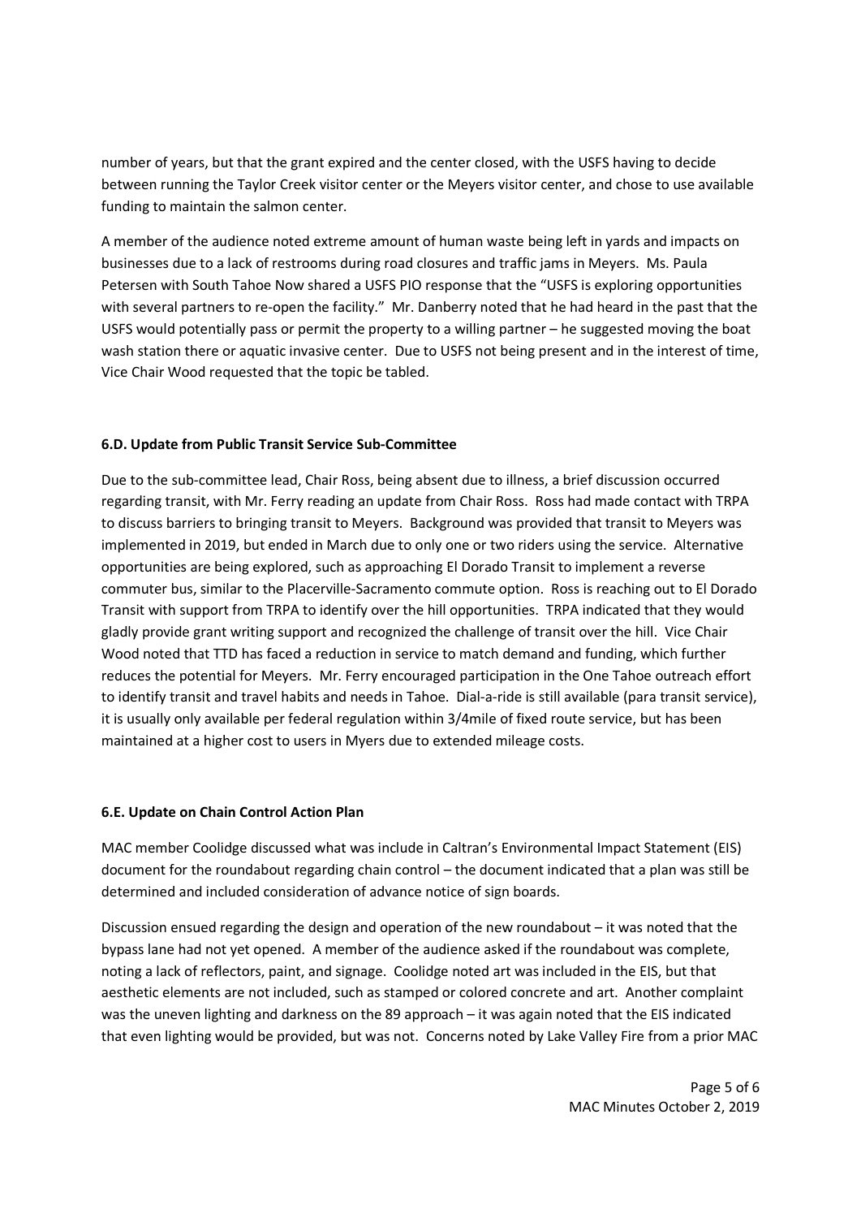number of years, but that the grant expired and the center closed, with the USFS having to decide between running the Taylor Creek visitor center or the Meyers visitor center, and chose to use available funding to maintain the salmon center.

A member of the audience noted extreme amount of human waste being left in yards and impacts on businesses due to a lack of restrooms during road closures and traffic jams in Meyers. Ms. Paula Petersen with South Tahoe Now shared a USFS PIO response that the "USFS is exploring opportunities with several partners to re-open the facility." Mr. Danberry noted that he had heard in the past that the USFS would potentially pass or permit the property to a willing partner – he suggested moving the boat wash station there or aquatic invasive center. Due to USFS not being present and in the interest of time, Vice Chair Wood requested that the topic be tabled.

**6.D. Update from Public Transit Service Sub-Committee**

Due to the sub-committee lead, Chair Ross, being absent due to illness, a brief discussion occurred regarding transit, with Mr. Ferry reading an update from Chair Ross. Ross had made contact with TRPA to discuss barriers to bringing transit to Meyers. Background was provided that transit to Meyers was implemented in 2019, but ended in March due to only one or two riders using the service. Alternative opportunities are being explored, such as approaching El Dorado Transit to implement a reverse commuter bus, similar to the Placerville-Sacramento commute option. Ross is reaching out to El Dorado Transit with support from TRPA to identify over the hill opportunities. TRPA indicated that they would gladly provide grant writing support and recognized the challenge of transit over the hill. Vice Chair Wood noted that TTD has faced a reduction in service to match demand and funding, which further reduces the potential for Meyers. Mr. Ferry encouraged participation in the One Tahoe outreach effort to identify transit and travel habits and needs in Tahoe. Dial-a-ride is still available (para transit service), it is usually only available per federal regulation within 3/4mile of fixed route service, but has been maintained at a higher cost to users in Myers due to extended mileage costs.

**6.E. Update on Chain Control Action Plan**

MAC member Coolidge discussed what was include in Caltran's Environmental Impact Statement (EIS) document for the roundabout regarding chain control – the document indicated that a plan was still be determined and included consideration of advance notice of sign boards.

Discussion ensued regarding the design and operation of the new roundabout – it was noted that the bypass lane had not yet opened. A member of the audience asked if the roundabout was complete, noting a lack of reflectors, paint, and signage. Coolidge noted art was included in the EIS, but that aesthetic elements are not included, such as stamped or colored concrete and art. Another complaint was the uneven lighting and darkness on the 89 approach – it was again noted that the EIS indicated that even lighting would be provided, but was not. Concerns noted by Lake Valley Fire from a prior MAC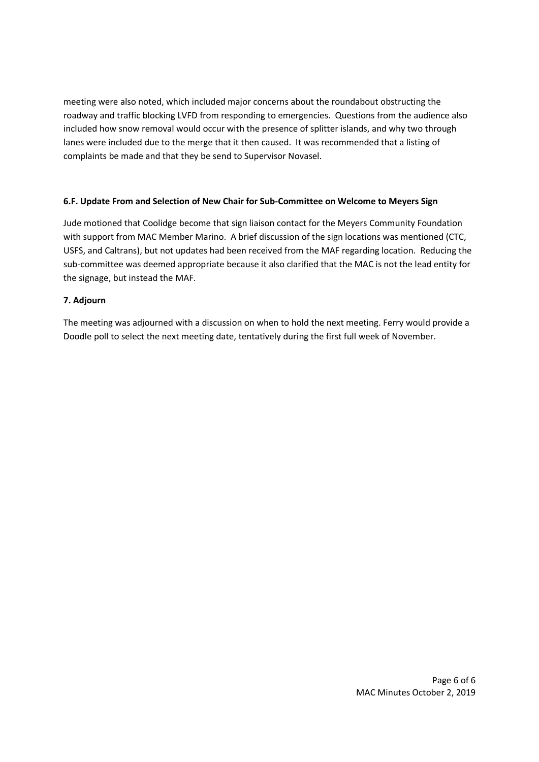meeting were also noted, which included major concerns about the roundabout obstructing the roadway and traffic blocking LVFD from responding to emergencies. Questions from the audience also included how snow removal would occur with the presence of splitter islands, and why two through lanes were included due to the merge that it then caused. It was recommended that a listing of complaints be made and that they be send to Supervisor Novasel.

### 6.F. Update From and Selection of New Chair for Sub-Committee on Welcome to Meyers Sign

Jude motioned that Coolidge become that sign liaison contact for the Meyers Community Foundation with support from MAC Member Marino. A brief discussion of the sign locations was mentioned (CTC, USFS, and Caltrans), but not updates had been received from the MAF regarding location. Reducing the sub-committee was deemed appropriate because it also clarified that the MAC is not the lead entity for the signage, but instead the MAF.

### 7. Adjourn

The meeting was adjourned with a discussion on when to hold the next meeting. Ferry would provide a Doodle poll to select the next meeting date, tentatively during the first full week of November.